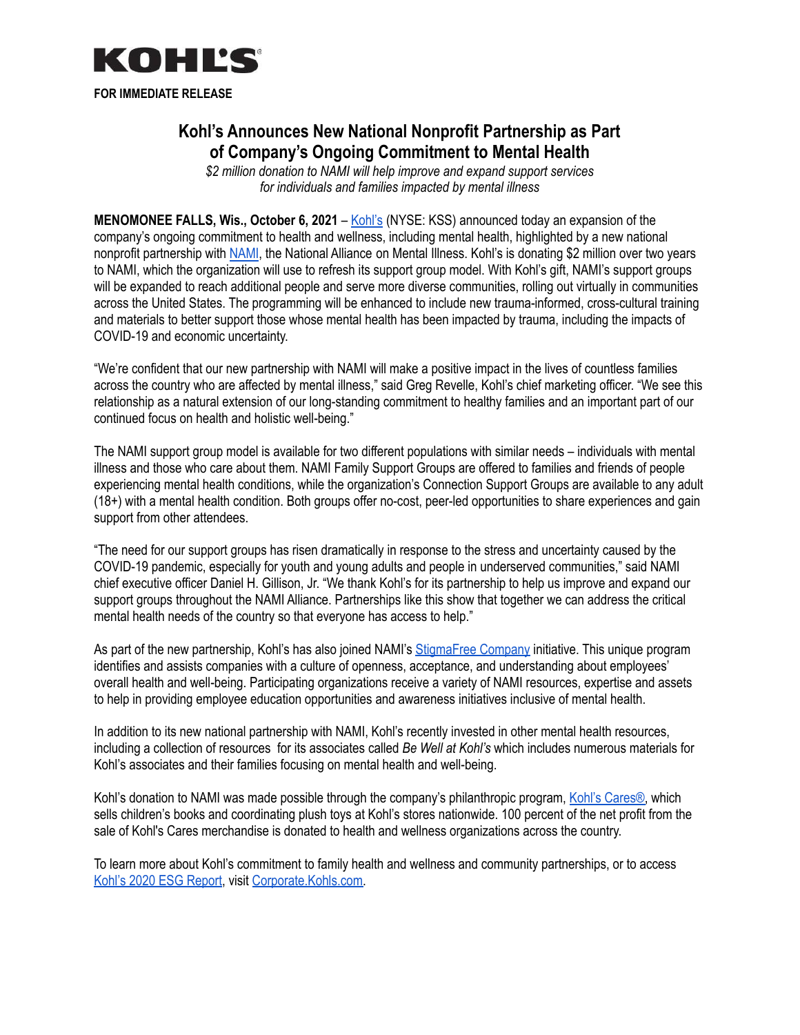KOHL'S

**FOR IMMEDIATE RELEASE**

# Kohl's Announces New National Nonprofit Partnership as Part of Company's Ongoing Commitment to Mental Health

*$2 million donation to NAMI will help improve and expand support services for individuals and families impacted by mental illness*

**MENOMONEE FALLS, Wis., October 6, 2021** – Kohl's (NYSE: KSS) announced today an expansion of the company's ongoing commitment to health and wellness, including mental health, highlighted by a new national nonprofit partnership with NAMI, the National Alliance on Mental Illness. Kohl's is donating $2 million over two years to NAMI, which the organization will use to refresh its support group model. With Kohl's gift, NAMI's support groups will be expanded to reach additional people and serve more diverse communities, rolling out virtually in communities across the United States. The programming will be enhanced to include new trauma-informed, cross-cultural training and materials to better support those whose mental health has been impacted by trauma, including the impacts of COVID-19 and economic uncertainty.

"We're confident that our new partnership with NAMI will make a positive impact in the lives of countless families across the country who are affected by mental illness," said Greg Revelle, Kohl's chief marketing officer. "We see this relationship as a natural extension of our long-standing commitment to healthy families and an important part of our continued focus on health and holistic well-being."

The NAMI support group model is available for two different populations with similar needs – individuals with mental illness and those who care about them. NAMI Family Support Groups are offered to families and friends of people experiencing mental health conditions, while the organization's Connection Support Groups are available to any adult (18+) with a mental health condition. Both groups offer no-cost, peer-led opportunities to share experiences and gain support from other attendees.

"The need for our support groups has risen dramatically in response to the stress and uncertainty caused by the COVID-19 pandemic, especially for youth and young adults and people in underserved communities," said NAMI chief executive officer Daniel H. Gillison, Jr. "We thank Kohl's for its partnership to help us improve and expand our support groups throughout the NAMI Alliance. Partnerships like this show that together we can address the critical mental health needs of the country so that everyone has access to help."

As part of the new partnership, Kohl's has also joined NAMI's StigmaFree Company initiative. This unique program identifies and assists companies with a culture of openness, acceptance, and understanding about employees' overall health and well-being. Participating organizations receive a variety of NAMI resources, expertise and assets to help in providing employee education opportunities and awareness initiatives inclusive of mental health.

In addition to its new national partnership with NAMI, Kohl's recently invested in other mental health resources, including a collection of resources for its associates called *Be Well at Kohl's* which includes numerous materials for Kohl's associates and their families focusing on mental health and well-being.

Kohl's donation to NAMI was made possible through the company's philanthropic program, Kohl's Cares®, which sells children's books and coordinating plush toys at Kohl's stores nationwide. 100 percent of the net profit from the sale of Kohl's Cares merchandise is donated to health and wellness organizations across the country.

To learn more about Kohl's commitment to family health and wellness and community partnerships, or to access Kohl's 2020 ESG Report, visit Corporate.Kohls.com.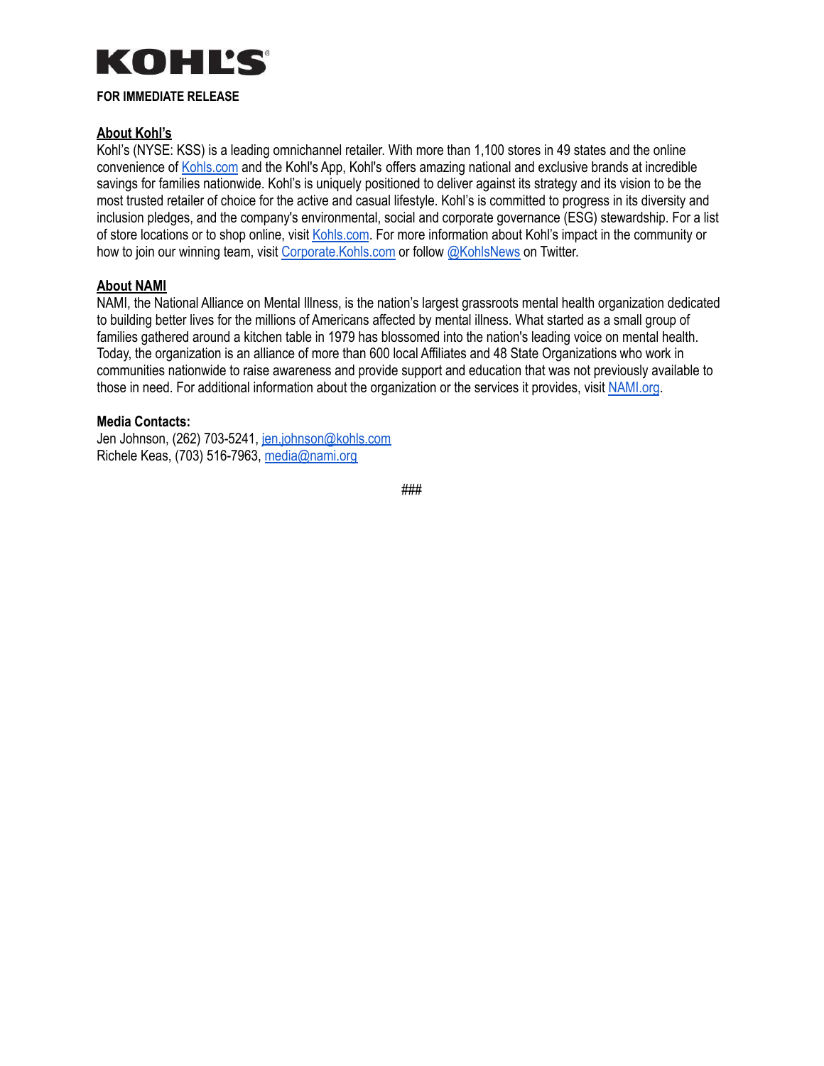**KOHL'S**

**FOR IMMEDIATE RELEASE**

**About Kohl's**

Kohl's (NYSE: KSS) is a leading omnichannel retailer. With more than 1,100 stores in 49 states and the online convenience of Kohls.com and the Kohl's App, Kohl's offers amazing national and exclusive brands at incredible savings for families nationwide. Kohl's is uniquely positioned to deliver against its strategy and its vision to be the most trusted retailer of choice for the active and casual lifestyle. Kohl's is committed to progress in its diversity and inclusion pledges, and the company's environmental, social and corporate governance (ESG) stewardship. For a list of store locations or to shop online, visit Kohls.com. For more information about Kohl's impact in the community or how to join our winning team, visit Corporate.Kohls.com or follow @KohlsNews on Twitter.

**About NAMI**

NAMI, the National Alliance on Mental Illness, is the nation's largest grassroots mental health organization dedicated to building better lives for the millions of Americans affected by mental illness. What started as a small group of families gathered around a kitchen table in 1979 has blossomed into the nation's leading voice on mental health. Today, the organization is an alliance of more than 600 local Affiliates and 48 State Organizations who work in communities nationwide to raise awareness and provide support and education that was not previously available to those in need. For additional information about the organization or the services it provides, visit NAMI.org.

**Media Contacts:**

Jen Johnson, (262) 703-5241, jen.johnson@kohls.com
Richele Keas, (703) 516-7963, media@nami.org

###